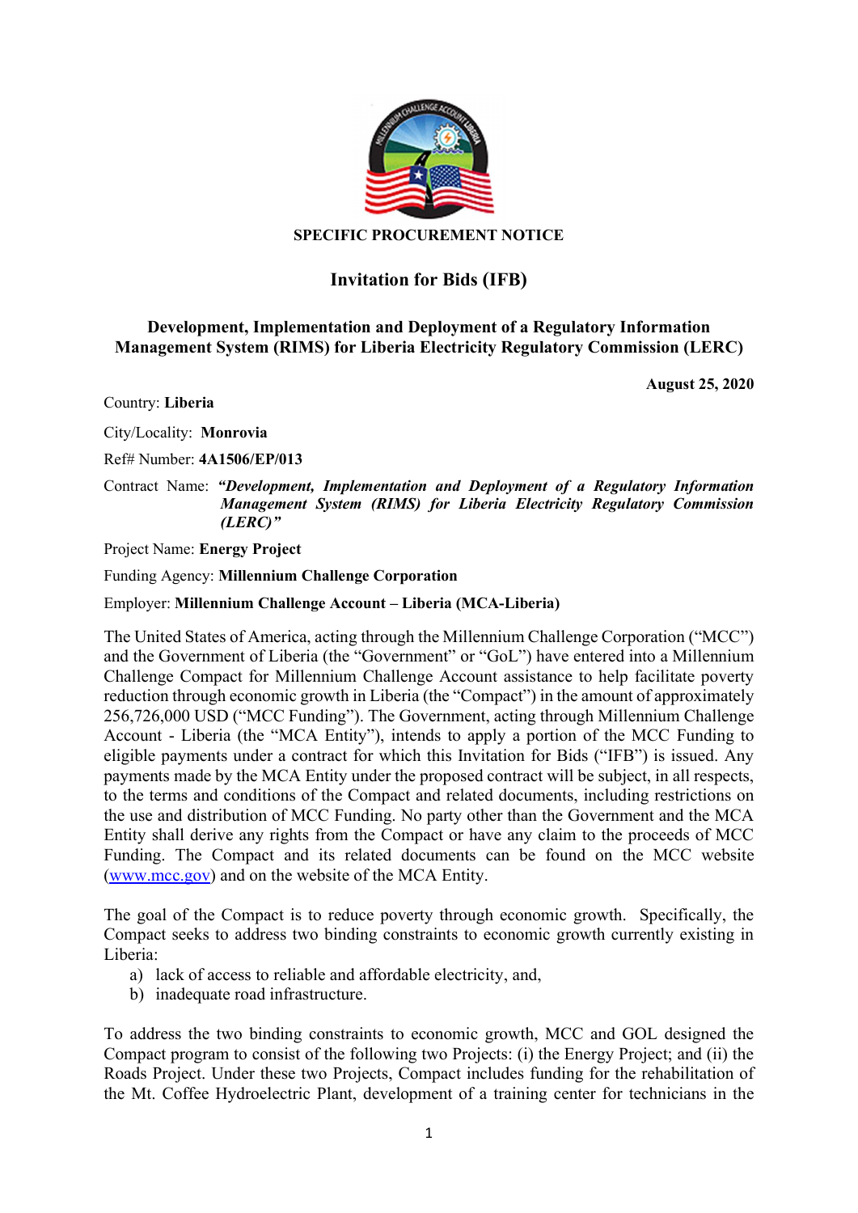**SPECIFIC PROCUREMENT NOTICE**

# Invitation for Bids (IFB)

## Development, Implementation and Deployment of a Regulatory Information Management System (RIMS) for Liberia Electricity Regulatory Commission (LERC)

**August 25, 2020**

Country: **Liberia**

City/Locality: **Monrovia**

Ref# Number: **4A1506/EP/013**

Contract Name: ***"Development, Implementation and Deployment of a Regulatory Information Management System (RIMS) for Liberia Electricity Regulatory Commission (LERC)"***

Project Name: **Energy Project**

Funding Agency: **Millennium Challenge Corporation**

Employer: **Millennium Challenge Account – Liberia (MCA-Liberia)**

The United States of America, acting through the Millennium Challenge Corporation ("MCC") and the Government of Liberia (the "Government" or "GoL") have entered into a Millennium Challenge Compact for Millennium Challenge Account assistance to help facilitate poverty reduction through economic growth in Liberia (the "Compact") in the amount of approximately 256,726,000 USD ("MCC Funding"). The Government, acting through Millennium Challenge Account - Liberia (the "MCA Entity"), intends to apply a portion of the MCC Funding to eligible payments under a contract for which this Invitation for Bids ("IFB") is issued. Any payments made by the MCA Entity under the proposed contract will be subject, in all respects, to the terms and conditions of the Compact and related documents, including restrictions on the use and distribution of MCC Funding. No party other than the Government and the MCA Entity shall derive any rights from the Compact or have any claim to the proceeds of MCC Funding. The Compact and its related documents can be found on the MCC website (www.mcc.gov) and on the website of the MCA Entity.

The goal of the Compact is to reduce poverty through economic growth. Specifically, the Compact seeks to address two binding constraints to economic growth currently existing in Liberia:

a) lack of access to reliable and affordable electricity, and,
b) inadequate road infrastructure.

To address the two binding constraints to economic growth, MCC and GOL designed the Compact program to consist of the following two Projects: (i) the Energy Project; and (ii) the Roads Project. Under these two Projects, Compact includes funding for the rehabilitation of the Mt. Coffee Hydroelectric Plant, development of a training center for technicians in the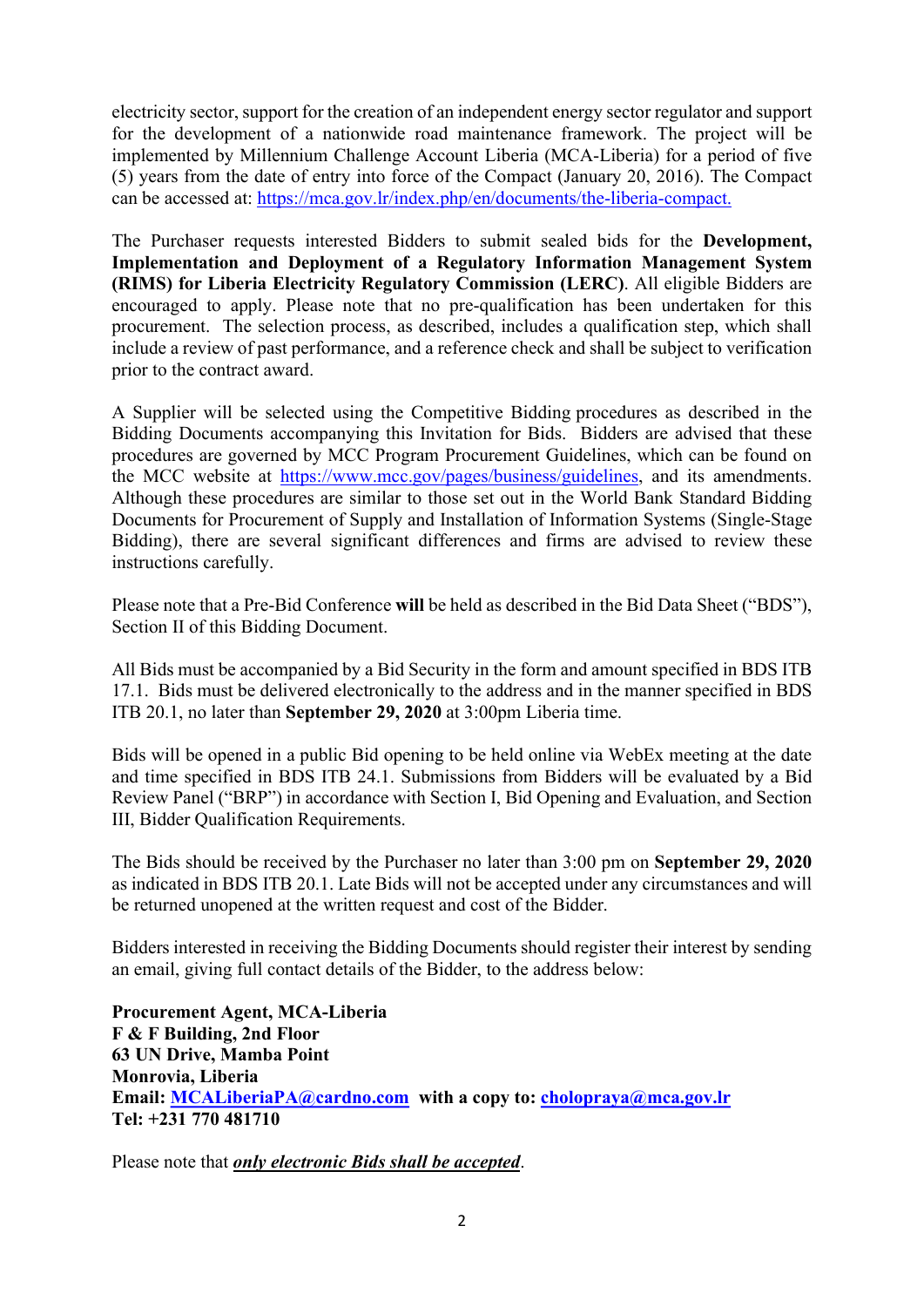electricity sector, support for the creation of an independent energy sector regulator and support for the development of a nationwide road maintenance framework. The project will be implemented by Millennium Challenge Account Liberia (MCA-Liberia) for a period of five (5) years from the date of entry into force of the Compact (January 20, 2016). The Compact can be accessed at: https://mca.gov.lr/index.php/en/documents/the-liberia-compact.

The Purchaser requests interested Bidders to submit sealed bids for the **Development, Implementation and Deployment of a Regulatory Information Management System (RIMS) for Liberia Electricity Regulatory Commission (LERC)**. All eligible Bidders are encouraged to apply. Please note that no pre-qualification has been undertaken for this procurement. The selection process, as described, includes a qualification step, which shall include a review of past performance, and a reference check and shall be subject to verification prior to the contract award.

A Supplier will be selected using the Competitive Bidding procedures as described in the Bidding Documents accompanying this Invitation for Bids. Bidders are advised that these procedures are governed by MCC Program Procurement Guidelines, which can be found on the MCC website at https://www.mcc.gov/pages/business/guidelines, and its amendments. Although these procedures are similar to those set out in the World Bank Standard Bidding Documents for Procurement of Supply and Installation of Information Systems (Single-Stage Bidding), there are several significant differences and firms are advised to review these instructions carefully.

Please note that a Pre-Bid Conference **will** be held as described in the Bid Data Sheet ("BDS"), Section II of this Bidding Document.

All Bids must be accompanied by a Bid Security in the form and amount specified in BDS ITB 17.1. Bids must be delivered electronically to the address and in the manner specified in BDS ITB 20.1, no later than **September 29, 2020** at 3:00pm Liberia time.

Bids will be opened in a public Bid opening to be held online via WebEx meeting at the date and time specified in BDS ITB 24.1. Submissions from Bidders will be evaluated by a Bid Review Panel ("BRP") in accordance with Section I, Bid Opening and Evaluation, and Section III, Bidder Qualification Requirements.

The Bids should be received by the Purchaser no later than 3:00 pm on **September 29, 2020** as indicated in BDS ITB 20.1. Late Bids will not be accepted under any circumstances and will be returned unopened at the written request and cost of the Bidder.

Bidders interested in receiving the Bidding Documents should register their interest by sending an email, giving full contact details of the Bidder, to the address below:

**Procurement Agent, MCA-Liberia**
**F & F Building, 2nd Floor**
**63 UN Drive, Mamba Point**
**Monrovia, Liberia**
**Email: MCALiberiaPA@cardno.com with a copy to: cholopraya@mca.gov.lr**
**Tel: +231 770 481710**

Please note that ***only electronic Bids shall be accepted***.